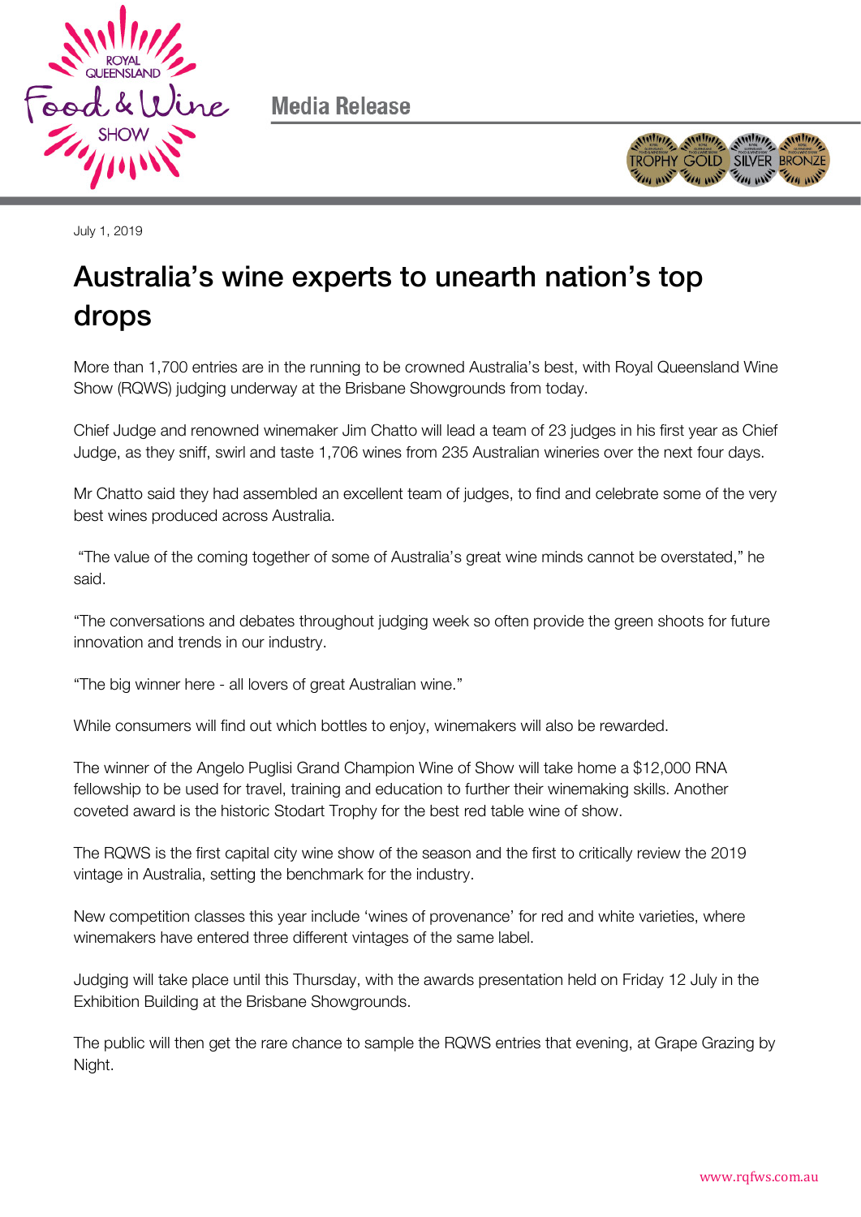Media Release

July 1, 2019

# Australia's wine experts to unearth nation's top drops

More than 1,700 entries are in the running to be crowned Australia's best, with Royal Queensland Wine Show (RQWS) judging underway at the Brisbane Showgrounds from today.

Chief Judge and renowned winemaker Jim Chatto will lead a team of 23 judges in his first year as Chief Judge, as they sniff, swirl and taste 1,706 wines from 235 Australian wineries over the next four days.

Mr Chatto said they had assembled an excellent team of judges, to find and celebrate some of the very best wines produced across Australia.

"The value of the coming together of some of Australia's great wine minds cannot be overstated," he said.

"The conversations and debates throughout judging week so often provide the green shoots for future innovation and trends in our industry.

"The big winner here - all lovers of great Australian wine."

While consumers will find out which bottles to enjoy, winemakers will also be rewarded.

The winner of the Angelo Puglisi Grand Champion Wine of Show will take home a $12,000 RNA fellowship to be used for travel, training and education to further their winemaking skills. Another coveted award is the historic Stodart Trophy for the best red table wine of show.

The RQWS is the first capital city wine show of the season and the first to critically review the 2019 vintage in Australia, setting the benchmark for the industry.

New competition classes this year include 'wines of provenance' for red and white varieties, where winemakers have entered three different vintages of the same label.

Judging will take place until this Thursday, with the awards presentation held on Friday 12 July in the Exhibition Building at the Brisbane Showgrounds.

The public will then get the rare chance to sample the RQWS entries that evening, at Grape Grazing by Night.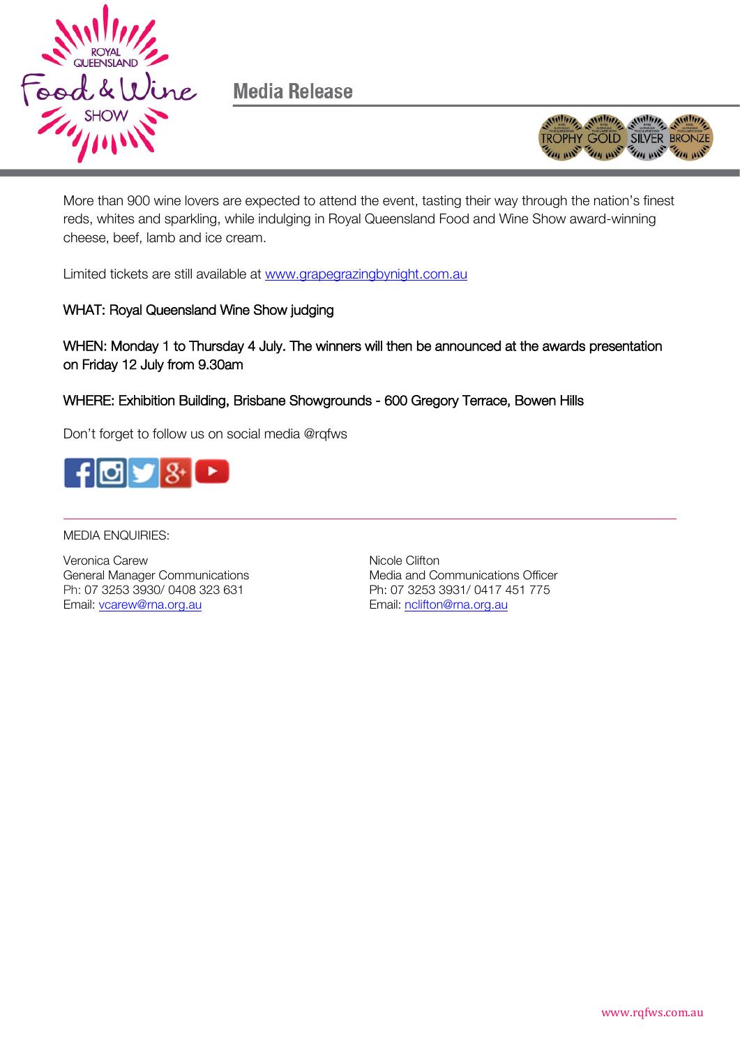More than 900 wine lovers are expected to attend the event, tasting their way through the nation's finest reds, whites and sparkling, while indulging in Royal Queensland Food and Wine Show award-winning cheese, beef, lamb and ice cream.

Limited tickets are still available at [www.grapegrazingbynight.com.au](http://www.grapegrazingbynight.com.au)

WHAT: Royal Queensland Wine Show judging

WHEN: Monday 1 to Thursday 4 July. The winners will then be announced at the awards presentation on Friday 12 July from 9.30am

WHERE: Exhibition Building, Brisbane Showgrounds - 600 Gregory Terrace, Bowen Hills

Don't forget to follow us on social media @rqfws

---

MEDIA ENQUIRIES:

Veronica Carew
General Manager Communications
Ph: 07 3253 3930/ 0408 323 631
Email: [vcarew@rna.org.au](mailto:vcarew@rna.org.au)

Nicole Clifton
Media and Communications Officer
Ph: 07 3253 3931/ 0417 451 775
Email: [nclifton@rna.org.au](mailto:nclifton@rna.org.au)